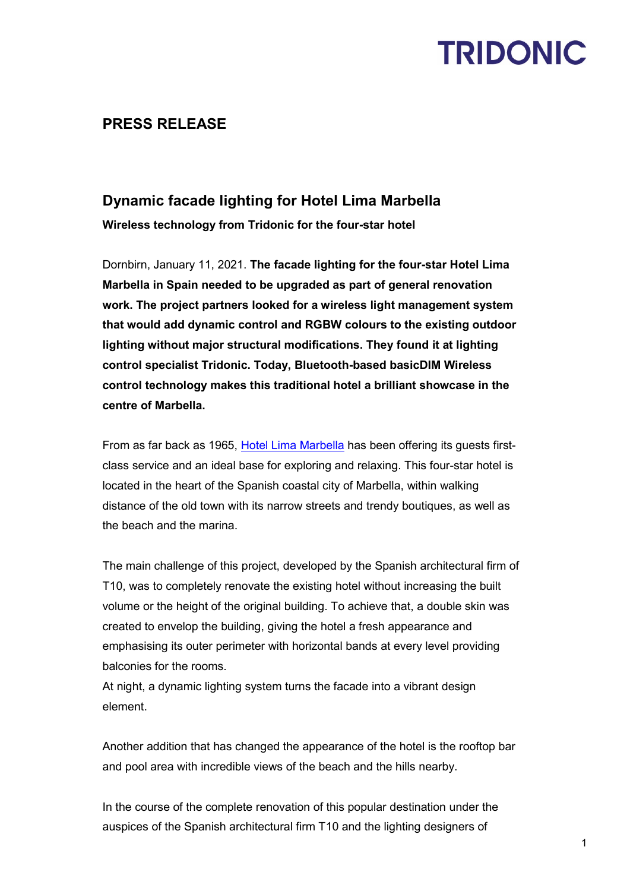TRIDONIC

## PRESS RELEASE

# Dynamic facade lighting for Hotel Lima Marbella

**Wireless technology from Tridonic for the four-star hotel**

Dornbirn, January 11, 2021. **The facade lighting for the four-star Hotel Lima Marbella in Spain needed to be upgraded as part of general renovation work. The project partners looked for a wireless light management system that would add dynamic control and RGBW colours to the existing outdoor lighting without major structural modifications. They found it at lighting control specialist Tridonic. Today, Bluetooth-based basicDIM Wireless control technology makes this traditional hotel a brilliant showcase in the centre of Marbella.**

From as far back as 1965, Hotel Lima Marbella has been offering its guests first-class service and an ideal base for exploring and relaxing. This four-star hotel is located in the heart of the Spanish coastal city of Marbella, within walking distance of the old town with its narrow streets and trendy boutiques, as well as the beach and the marina.

The main challenge of this project, developed by the Spanish architectural firm of T10, was to completely renovate the existing hotel without increasing the built volume or the height of the original building. To achieve that, a double skin was created to envelop the building, giving the hotel a fresh appearance and emphasising its outer perimeter with horizontal bands at every level providing balconies for the rooms.
At night, a dynamic lighting system turns the facade into a vibrant design element.

Another addition that has changed the appearance of the hotel is the rooftop bar and pool area with incredible views of the beach and the hills nearby.

In the course of the complete renovation of this popular destination under the auspices of the Spanish architectural firm T10 and the lighting designers of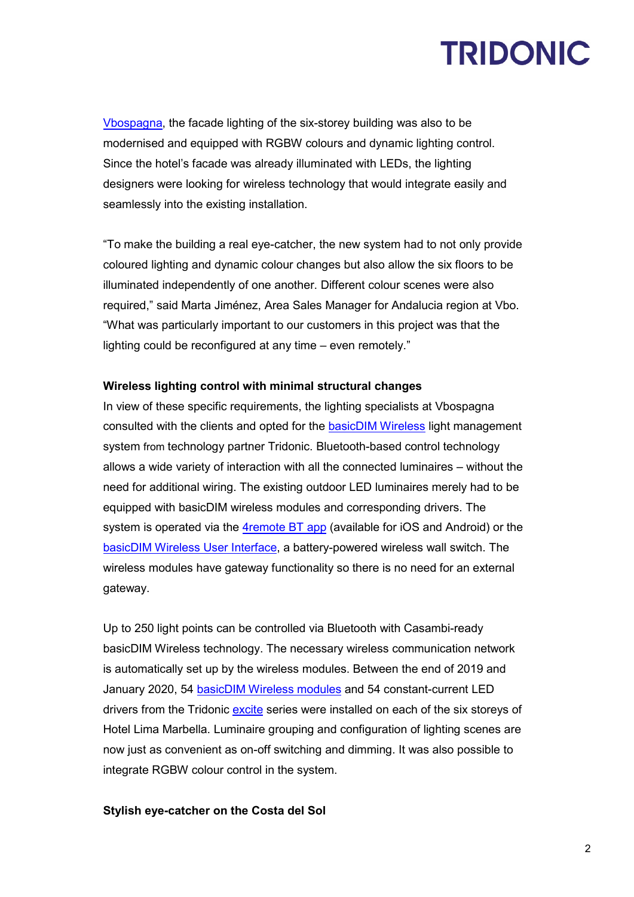Vbospagna, the facade lighting of the six-storey building was also to be modernised and equipped with RGBW colours and dynamic lighting control. Since the hotel's facade was already illuminated with LEDs, the lighting designers were looking for wireless technology that would integrate easily and seamlessly into the existing installation.

"To make the building a real eye-catcher, the new system had to not only provide coloured lighting and dynamic colour changes but also allow the six floors to be illuminated independently of one another. Different colour scenes were also required," said Marta Jiménez, Area Sales Manager for Andalucia region at Vbo. "What was particularly important to our customers in this project was that the lighting could be reconfigured at any time – even remotely."

**Wireless lighting control with minimal structural changes**

In view of these specific requirements, the lighting specialists at Vbospagna consulted with the clients and opted for the basicDIM Wireless light management system from technology partner Tridonic. Bluetooth-based control technology allows a wide variety of interaction with all the connected luminaires – without the need for additional wiring. The existing outdoor LED luminaires merely had to be equipped with basicDIM wireless modules and corresponding drivers. The system is operated via the 4remote BT app (available for iOS and Android) or the basicDIM Wireless User Interface, a battery-powered wireless wall switch. The wireless modules have gateway functionality so there is no need for an external gateway.

Up to 250 light points can be controlled via Bluetooth with Casambi-ready basicDIM Wireless technology. The necessary wireless communication network is automatically set up by the wireless modules. Between the end of 2019 and January 2020, 54 basicDIM Wireless modules and 54 constant-current LED drivers from the Tridonic excite series were installed on each of the six storeys of Hotel Lima Marbella. Luminaire grouping and configuration of lighting scenes are now just as convenient as on-off switching and dimming. It was also possible to integrate RGBW colour control in the system.

**Stylish eye-catcher on the Costa del Sol**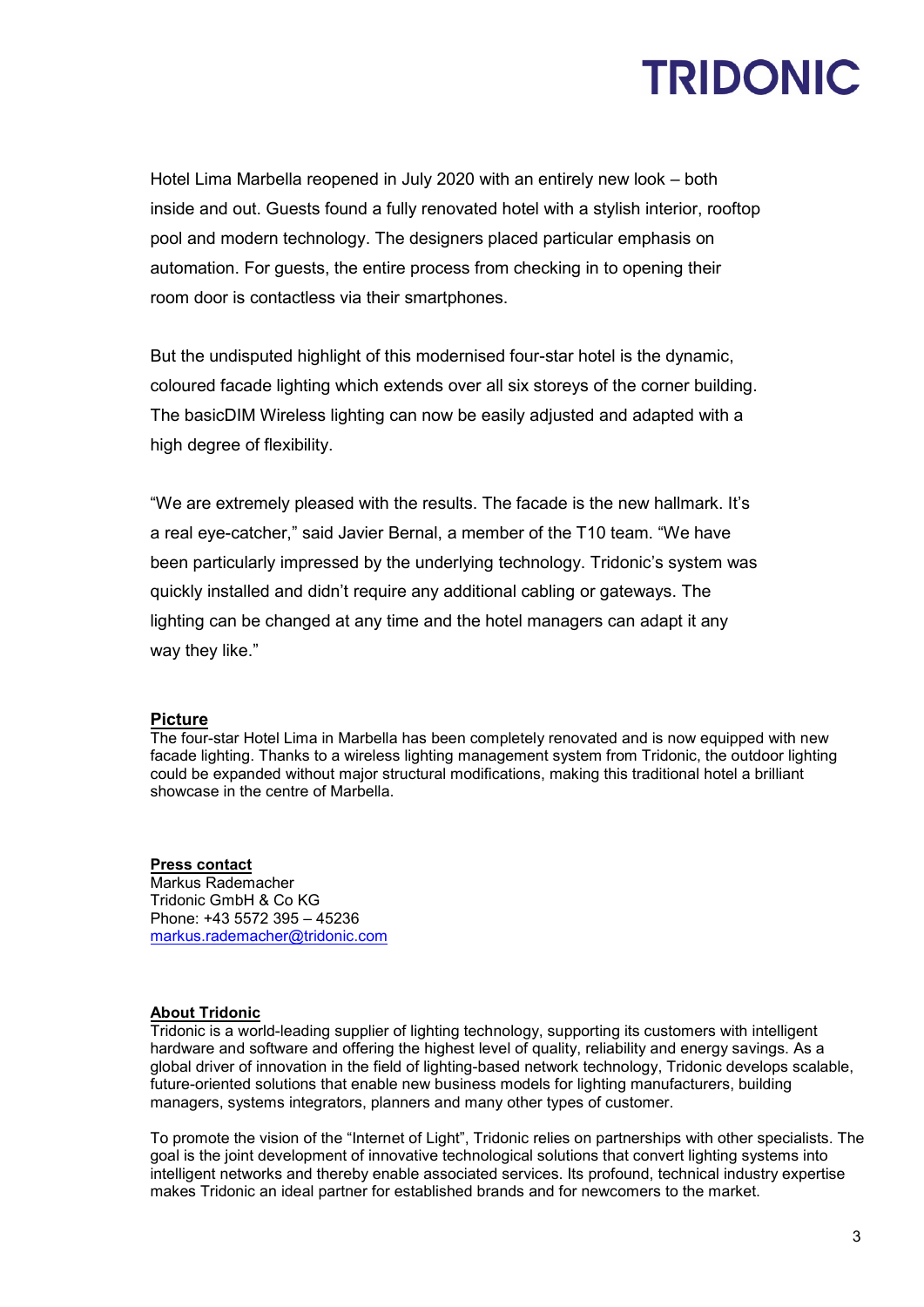Hotel Lima Marbella reopened in July 2020 with an entirely new look – both inside and out. Guests found a fully renovated hotel with a stylish interior, rooftop pool and modern technology. The designers placed particular emphasis on automation. For guests, the entire process from checking in to opening their room door is contactless via their smartphones.

But the undisputed highlight of this modernised four-star hotel is the dynamic, coloured facade lighting which extends over all six storeys of the corner building. The basicDIM Wireless lighting can now be easily adjusted and adapted with a high degree of flexibility.

"We are extremely pleased with the results. The facade is the new hallmark. It's a real eye-catcher," said Javier Bernal, a member of the T10 team. "We have been particularly impressed by the underlying technology. Tridonic's system was quickly installed and didn't require any additional cabling or gateways. The lighting can be changed at any time and the hotel managers can adapt it any way they like."

**Picture**

The four-star Hotel Lima in Marbella has been completely renovated and is now equipped with new facade lighting. Thanks to a wireless lighting management system from Tridonic, the outdoor lighting could be expanded without major structural modifications, making this traditional hotel a brilliant showcase in the centre of Marbella.

**Press contact**

Markus Rademacher
Tridonic GmbH & Co KG
Phone: +43 5572 395 – 45236
markus.rademacher@tridonic.com

**About Tridonic**

Tridonic is a world-leading supplier of lighting technology, supporting its customers with intelligent hardware and software and offering the highest level of quality, reliability and energy savings. As a global driver of innovation in the field of lighting-based network technology, Tridonic develops scalable, future-oriented solutions that enable new business models for lighting manufacturers, building managers, systems integrators, planners and many other types of customer.

To promote the vision of the "Internet of Light", Tridonic relies on partnerships with other specialists. The goal is the joint development of innovative technological solutions that convert lighting systems into intelligent networks and thereby enable associated services. Its profound, technical industry expertise makes Tridonic an ideal partner for established brands and for newcomers to the market.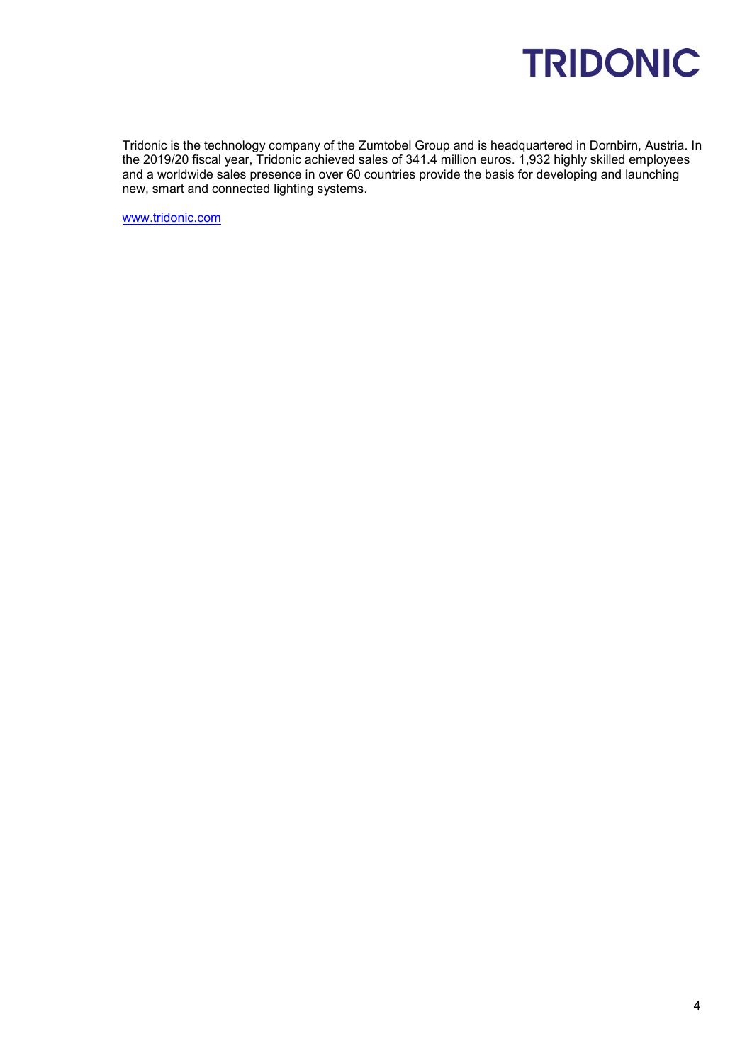Tridonic is the technology company of the Zumtobel Group and is headquartered in Dornbirn, Austria. In the 2019/20 fiscal year, Tridonic achieved sales of 341.4 million euros. 1,932 highly skilled employees and a worldwide sales presence in over 60 countries provide the basis for developing and launching new, smart and connected lighting systems.

[www.tridonic.com](http://www.tridonic.com)